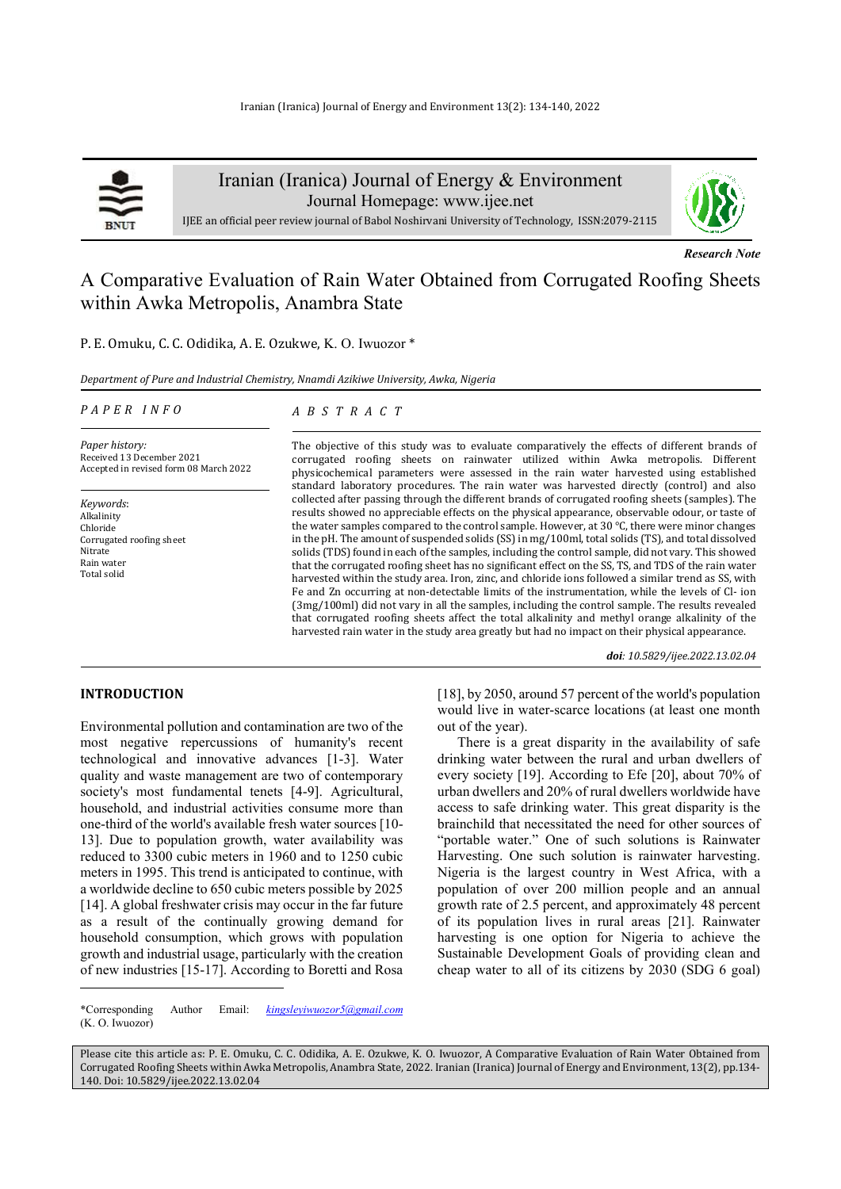Iranian (Iranica) Journal of Energy & Environment

Journal Homepage: www.ijee.net

IJEE an official peer review journal of Babol Noshirvani University of Technology, ISSN:2079-2115

*Research Note*

# A Comparative Evaluation of Rain Water Obtained from Corrugated Roofing Sheets within Awka Metropolis, Anambra State

P. E. Omuku, C. C. Odidika, A. E. Ozukwe, K. O. Iwuozor *

*Department of Pure and Industrial Chemistry, Nnamdi Azikiwe University, Awka, Nigeria*

*P A P E R  I N F O*

*Paper history:*
Received 13 December 2021
Accepted in revised form 08 March 2022

*Keywords*:
Alkalinity
Chloride
Corrugated roofing sheet
Nitrate
Rain water
Total solid

*A B S T R A C T*

The objective of this study was to evaluate comparatively the effects of different brands of corrugated roofing sheets on rainwater utilized within Awka metropolis. Different physicochemical parameters were assessed in the rain water harvested using established standard laboratory procedures. The rain water was harvested directly (control) and also collected after passing through the different brands of corrugated roofing sheets (samples). The results showed no appreciable effects on the physical appearance, observable odour, or taste of the water samples compared to the control sample. However, at 30 °C, there were minor changes in the pH. The amount of suspended solids (SS) in mg/100ml, total solids (TS), and total dissolved solids (TDS) found in each of the samples, including the control sample, did not vary. This showed that the corrugated roofing sheet has no significant effect on the SS, TS, and TDS of the rain water harvested within the study area. Iron, zinc, and chloride ions followed a similar trend as SS, with Fe and Zn occurring at non-detectable limits of the instrumentation, while the levels of $Cl^-$ ion (3mg/100ml) did not vary in all the samples, including the control sample. The results revealed that corrugated roofing sheets affect the total alkalinity and methyl orange alkalinity of the harvested rain water in the study area greatly but had no impact on their physical appearance.

***doi**: 10.5829/ijee.2022.13.02.04*

## INTRODUCTION

Environmental pollution and contamination are two of the most negative repercussions of humanity's recent technological and innovative advances [1-3]. Water quality and waste management are two of contemporary society's most fundamental tenets [4-9]. Agricultural, household, and industrial activities consume more than one-third of the world's available fresh water sources [10-13]. Due to population growth, water availability was reduced to 3300 cubic meters in 1960 and to 1250 cubic meters in 1995. This trend is anticipated to continue, with a worldwide decline to 650 cubic meters possible by 2025 [14]. A global freshwater crisis may occur in the far future as a result of the continually growing demand for household consumption, which grows with population growth and industrial usage, particularly with the creation of new industries [15-17]. According to Boretti and Rosa [18], by 2050, around 57 percent of the world's population would live in water-scarce locations (at least one month out of the year).

There is a great disparity in the availability of safe drinking water between the rural and urban dwellers of every society [19]. According to Efe [20], about 70% of urban dwellers and 20% of rural dwellers worldwide have access to safe drinking water. This great disparity is the brainchild that necessitated the need for other sources of "portable water." One of such solutions is Rainwater Harvesting. One such solution is rainwater harvesting. Nigeria is the largest country in West Africa, with a population of over 200 million people and an annual growth rate of 2.5 percent, and approximately 48 percent of its population lives in rural areas [21]. Rainwater harvesting is one option for Nigeria to achieve the Sustainable Development Goals of providing clean and cheap water to all of its citizens by 2030 (SDG 6 goal)

*Corresponding Author Email: *kingsleyiwuozor5@gmail.com* (K. O. Iwuozor)

Please cite this article as: P. E. Omuku, C. C. Odidika, A. E. Ozukwe, K. O. Iwuozor, A Comparative Evaluation of Rain Water Obtained from Corrugated Roofing Sheets within Awka Metropolis, Anambra State, 2022. Iranian (Iranica) Journal of Energy and Environment, 13(2), pp.134-140. Doi: 10.5829/ijee.2022.13.02.04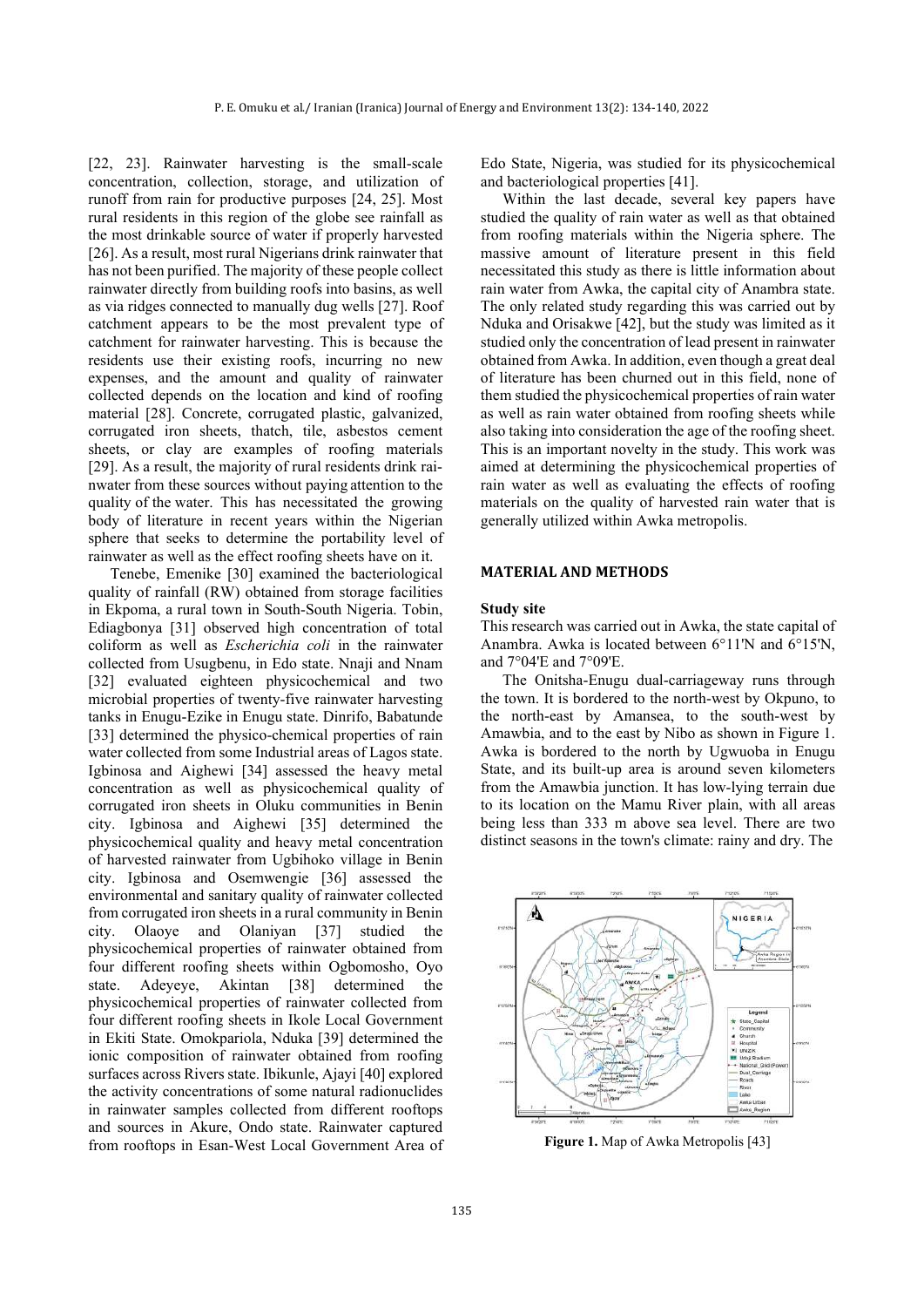[22, 23]. Rainwater harvesting is the small-scale concentration, collection, storage, and utilization of runoff from rain for productive purposes [24, 25]. Most rural residents in this region of the globe see rainfall as the most drinkable source of water if properly harvested [26]. As a result, most rural Nigerians drink rainwater that has not been purified. The majority of these people collect rainwater directly from building roofs into basins, as well as via ridges connected to manually dug wells [27]. Roof catchment appears to be the most prevalent type of catchment for rainwater harvesting. This is because the residents use their existing roofs, incurring no new expenses, and the amount and quality of rainwater collected depends on the location and kind of roofing material [28]. Concrete, corrugated plastic, galvanized, corrugated iron sheets, thatch, tile, asbestos cement sheets, or clay are examples of roofing materials [29]. As a result, the majority of rural residents drink rainwater from these sources without paying attention to the quality of the water. This has necessitated the growing body of literature in recent years within the Nigerian sphere that seeks to determine the portability level of rainwater as well as the effect roofing sheets have on it.

Tenebe, Emenike [30] examined the bacteriological quality of rainfall (RW) obtained from storage facilities in Ekpoma, a rural town in South-South Nigeria. Tobin, Ediagbonya [31] observed high concentration of total coliform as well as *Escherichia coli* in the rainwater collected from Usugbenu, in Edo state. Nnaji and Nnam [32] evaluated eighteen physicochemical and two microbial properties of twenty-five rainwater harvesting tanks in Enugu-Ezike in Enugu state. Dinrifo, Babatunde [33] determined the physico-chemical properties of rain water collected from some Industrial areas of Lagos state. Igbinosa and Aighewi [34] assessed the heavy metal concentration as well as physicochemical quality of corrugated iron sheets in Oluku communities in Benin city. Igbinosa and Aighewi [35] determined the physicochemical quality and heavy metal concentration of harvested rainwater from Ugbihoko village in Benin city. Igbinosa and Osemwengie [36] assessed the environmental and sanitary quality of rainwater collected from corrugated iron sheets in a rural community in Benin city. Olaoye and Olaniyan [37] studied the physicochemical properties of rainwater obtained from four different roofing sheets within Ogbomosho, Oyo state. Adeyeye, Akintan [38] determined the physicochemical properties of rainwater collected from four different roofing sheets in Ikole Local Government in Ekiti State. Omokpariola, Nduka [39] determined the ionic composition of rainwater obtained from roofing surfaces across Rivers state. Ibikunle, Ajayi [40] explored the activity concentrations of some natural radionuclides in rainwater samples collected from different rooftops and sources in Akure, Ondo state. Rainwater captured from rooftops in Esan-West Local Government Area of Edo State, Nigeria, was studied for its physicochemical and bacteriological properties [41].

Within the last decade, several key papers have studied the quality of rain water as well as that obtained from roofing materials within the Nigeria sphere. The massive amount of literature present in this field necessitated this study as there is little information about rain water from Awka, the capital city of Anambra state. The only related study regarding this was carried out by Nduka and Orisakwe [42], but the study was limited as it studied only the concentration of lead present in rainwater obtained from Awka. In addition, even though a great deal of literature has been churned out in this field, none of them studied the physicochemical properties of rain water as well as rain water obtained from roofing sheets while also taking into consideration the age of the roofing sheet. This is an important novelty in the study. This work was aimed at determining the physicochemical properties of rain water as well as evaluating the effects of roofing materials on the quality of harvested rain water that is generally utilized within Awka metropolis.

## MATERIAL AND METHODS

### Study site

This research was carried out in Awka, the state capital of Anambra. Awka is located between 6°11'N and 6°15'N, and 7°04'E and 7°09'E.

The Onitsha-Enugu dual-carriageway runs through the town. It is bordered to the north-west by Okpuno, to the north-east by Amansea, to the south-west by Amawbia, and to the east by Nibo as shown in Figure 1. Awka is bordered to the north by Ugwuoba in Enugu State, and its built-up area is around seven kilometers from the Amawbia junction. It has low-lying terrain due to its location on the Mamu River plain, with all areas being less than 333 m above sea level. There are two distinct seasons in the town's climate: rainy and dry. The

**Figure 1.** Map of Awka Metropolis [43]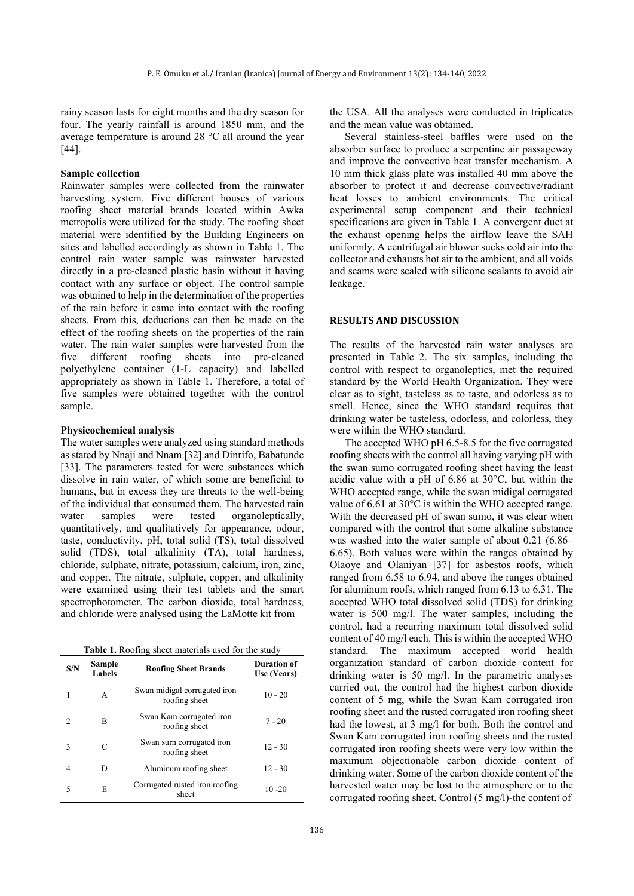rainy season lasts for eight months and the dry season for four. The yearly rainfall is around 1850 mm, and the average temperature is around 28 °C all around the year [44].

**Sample collection**

Rainwater samples were collected from the rainwater harvesting system. Five different houses of various roofing sheet material brands located within Awka metropolis were utilized for the study. The roofing sheet material were identified by the Building Engineers on sites and labelled accordingly as shown in Table 1. The control rain water sample was rainwater harvested directly in a pre-cleaned plastic basin without it having contact with any surface or object. The control sample was obtained to help in the determination of the properties of the rain before it came into contact with the roofing sheets. From this, deductions can then be made on the effect of the roofing sheets on the properties of the rain water. The rain water samples were harvested from the five different roofing sheets into pre-cleaned polyethylene container (1-L capacity) and labelled appropriately as shown in Table 1. Therefore, a total of five samples were obtained together with the control sample.

**Physicochemical analysis**

The water samples were analyzed using standard methods as stated by Nnaji and Nnam [32] and Dinrifo, Babatunde [33]. The parameters tested for were substances which dissolve in rain water, of which some are beneficial to humans, but in excess they are threats to the well-being of the individual that consumed them. The harvested rain water samples were tested organoleptically, quantitatively, and qualitatively for appearance, odour, taste, conductivity, pH, total solid (TS), total dissolved solid (TDS), total alkalinity (TA), total hardness, chloride, sulphate, nitrate, potassium, calcium, iron, zinc, and copper. The nitrate, sulphate, copper, and alkalinity were examined using their test tablets and the smart spectrophotometer. The carbon dioxide, total hardness, and chloride were analysed using the LaMotte kit from the USA. All the analyses were conducted in triplicates and the mean value was obtained.

**Table 1.** Roofing sheet materials used for the study

| S/N | Sample Labels | Roofing Sheet Brands | Duration of Use (Years) |
|---|---|---|---|
| 1 | A | Swan midigal corrugated iron roofing sheet | 10 - 20 |
| 2 | B | Swan Kam corrugated iron roofing sheet | 7 - 20 |
| 3 | C | Swan sum corrugated iron roofing sheet | 12 - 30 |
| 4 | D | Aluminum roofing sheet | 12 - 30 |
| 5 | E | Corrugated rusted iron roofing sheet | 10 -20 |

Several stainless-steel baffles were used on the absorber surface to produce a serpentine air passageway and improve the convective heat transfer mechanism. A 10 mm thick glass plate was installed 40 mm above the absorber to protect it and decrease convective/radiant heat losses to ambient environments. The critical experimental setup component and their technical specifications are given in Table 1. A convergent duct at the exhaust opening helps the airflow leave the SAH uniformly. A centrifugal air blower sucks cold air into the collector and exhausts hot air to the ambient, and all voids and seams were sealed with silicone sealants to avoid air leakage.

## RESULTS AND DISCUSSION

The results of the harvested rain water analyses are presented in Table 2. The six samples, including the control with respect to organoleptics, met the required standard by the World Health Organization. They were clear as to sight, tasteless as to taste, and odorless as to smell. Hence, since the WHO standard requires that drinking water be tasteless, odorless, and colorless, they were within the WHO standard.

The accepted WHO pH 6.5-8.5 for the five corrugated roofing sheets with the control all having varying pH with the swan sumo corrugated roofing sheet having the least acidic value with a pH of 6.86 at 30°C, but within the WHO accepted range, while the swan midigal corrugated value of 6.61 at 30°C is within the WHO accepted range. With the decreased pH of swan sumo, it was clear when compared with the control that some alkaline substance was washed into the water sample of about 0.21 (6.86–6.65). Both values were within the ranges obtained by Olaoye and Olaniyan [37] for asbestos roofs, which ranged from 6.58 to 6.94, and above the ranges obtained for aluminum roofs, which ranged from 6.13 to 6.31. The accepted WHO total dissolved solid (TDS) for drinking water is 500 mg/l. The water samples, including the control, had a recurring maximum total dissolved solid content of 40 mg/l each. This is within the accepted WHO standard. The maximum accepted world health organization standard of carbon dioxide content for drinking water is 50 mg/l. In the parametric analyses carried out, the control had the highest carbon dioxide content of 5 mg, while the Swan Kam corrugated iron roofing sheet and the rusted corrugated iron roofing sheet had the lowest, at 3 mg/l for both. Both the control and Swan Kam corrugated iron roofing sheets and the rusted corrugated iron roofing sheets were very low within the maximum objectionable carbon dioxide content of drinking water. Some of the carbon dioxide content of the harvested water may be lost to the atmosphere or to the corrugated roofing sheet. Control (5 mg/l)-the content of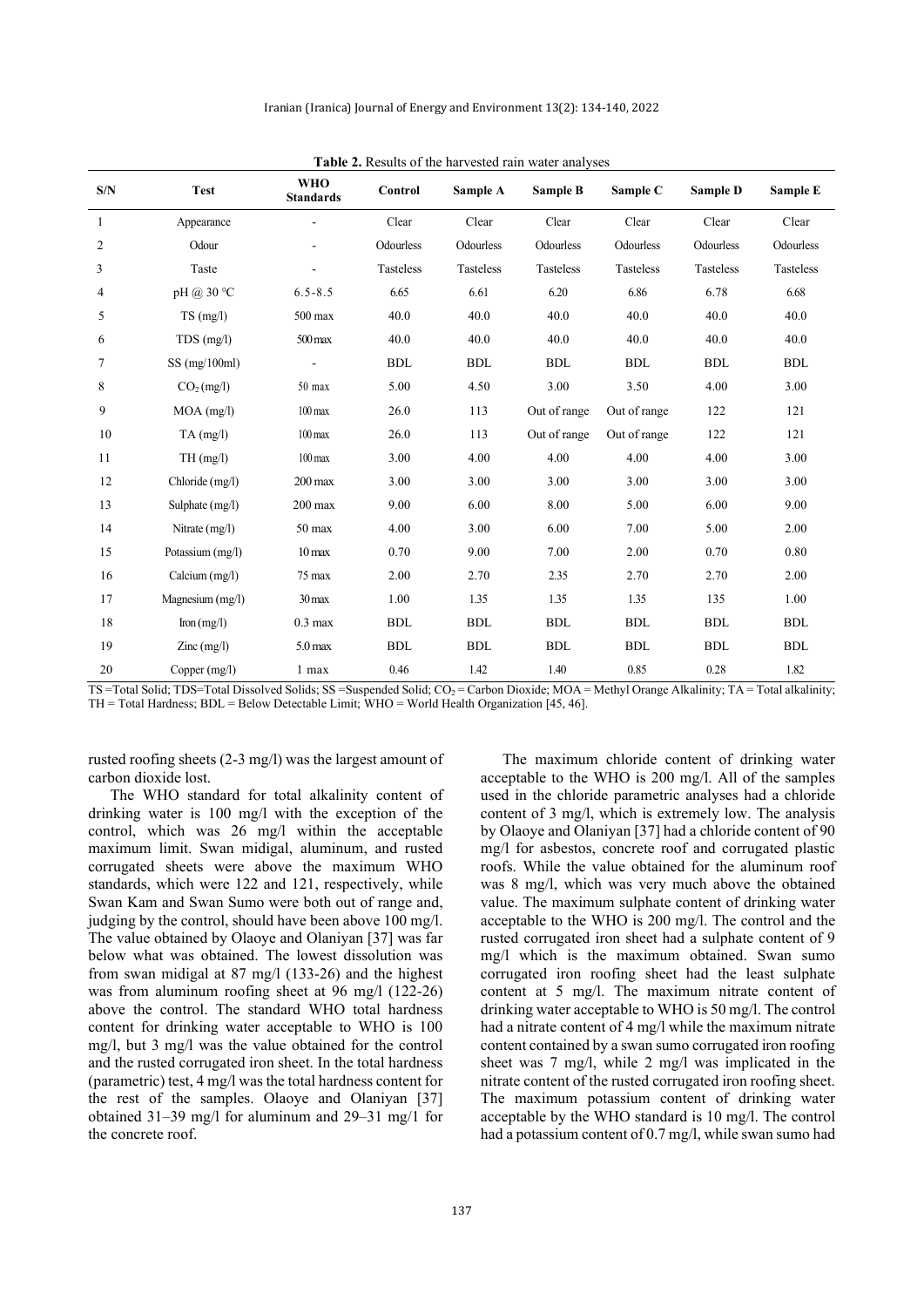**Table 2.** Results of the harvested rain water analyses

| S/N | Test | WHO Standards | Control | Sample A | Sample B | Sample C | Sample D | Sample E |
|---|---|---|---|---|---|---|---|---|
| 1 | Appearance | - | Clear | Clear | Clear | Clear | Clear | Clear |
| 2 | Odour | - | Odourless | Odourless | Odourless | Odourless | Odourless | Odourless |
| 3 | Taste | - | Tasteless | Tasteless | Tasteless | Tasteless | Tasteless | Tasteless |
| 4 | pH @ 30 °C | 6.5-8.5 | 6.65 | 6.61 | 6.20 | 6.86 | 6.78 | 6.68 |
| 5 | TS (mg/l) | 500 max | 40.0 | 40.0 | 40.0 | 40.0 | 40.0 | 40.0 |
| 6 | TDS (mg/l) | 500 max | 40.0 | 40.0 | 40.0 | 40.0 | 40.0 | 40.0 |
| 7 | SS (mg/100ml) | - | BDL | BDL | BDL | BDL | BDL | BDL |
| 8 | $CO_2$ (mg/l) | 50 max | 5.00 | 4.50 | 3.00 | 3.50 | 4.00 | 3.00 |
| 9 | MOA (mg/l) | 100 max | 26.0 | 113 | Out of range | Out of range | 122 | 121 |
| 10 | TA (mg/l) | 100 max | 26.0 | 113 | Out of range | Out of range | 122 | 121 |
| 11 | TH (mg/l) | 100 max | 3.00 | 4.00 | 4.00 | 4.00 | 4.00 | 3.00 |
| 12 | Chloride (mg/l) | 200 max | 3.00 | 3.00 | 3.00 | 3.00 | 3.00 | 3.00 |
| 13 | Sulphate (mg/l) | 200 max | 9.00 | 6.00 | 8.00 | 5.00 | 6.00 | 9.00 |
| 14 | Nitrate (mg/l) | 50 max | 4.00 | 3.00 | 6.00 | 7.00 | 5.00 | 2.00 |
| 15 | Potassium (mg/l) | 10 max | 0.70 | 9.00 | 7.00 | 2.00 | 0.70 | 0.80 |
| 16 | Calcium (mg/l) | 75 max | 2.00 | 2.70 | 2.35 | 2.70 | 2.70 | 2.00 |
| 17 | Magnesium (mg/l) | 30 max | 1.00 | 1.35 | 1.35 | 1.35 | 135 | 1.00 |
| 18 | Iron (mg/l) | 0.3 max | BDL | BDL | BDL | BDL | BDL | BDL |
| 19 | Zinc (mg/l) | 5.0 max | BDL | BDL | BDL | BDL | BDL | BDL |
| 20 | Copper (mg/l) | 1 max | 0.46 | 1.42 | 1.40 | 0.85 | 0.28 | 1.82 |

TS =Total Solid; TDS=Total Dissolved Solids; SS =Suspended Solid; $CO_2$ = Carbon Dioxide; MOA = Methyl Orange Alkalinity; TA = Total alkalinity; TH = Total Hardness; BDL = Below Detectable Limit; WHO = World Health Organization [45, 46].

rusted roofing sheets (2-3 mg/l) was the largest amount of carbon dioxide lost.

The WHO standard for total alkalinity content of drinking water is 100 mg/l with the exception of the control, which was 26 mg/l within the acceptable maximum limit. Swan midigal, aluminum, and rusted corrugated sheets were above the maximum WHO standards, which were 122 and 121, respectively, while Swan Kam and Swan Sumo were both out of range and, judging by the control, should have been above 100 mg/l. The value obtained by Olaoye and Olaniyan [37] was far below what was obtained. The lowest dissolution was from swan midigal at 87 mg/l (133-26) and the highest was from aluminum roofing sheet at 96 mg/l (122-26) above the control. The standard WHO total hardness content for drinking water acceptable to WHO is 100 mg/l, but 3 mg/l was the value obtained for the control and the rusted corrugated iron sheet. In the total hardness (parametric) test, 4 mg/l was the total hardness content for the rest of the samples. Olaoye and Olaniyan [37] obtained 31–39 mg/l for aluminum and 29–31 mg/1 for the concrete roof.

The maximum chloride content of drinking water acceptable to the WHO is 200 mg/l. All of the samples used in the chloride parametric analyses had a chloride content of 3 mg/l, which is extremely low. The analysis by Olaoye and Olaniyan [37] had a chloride content of 90 mg/l for asbestos, concrete roof and corrugated plastic roofs. While the value obtained for the aluminum roof was 8 mg/l, which was very much above the obtained value. The maximum sulphate content of drinking water acceptable to the WHO is 200 mg/l. The control and the rusted corrugated iron sheet had a sulphate content of 9 mg/l which is the maximum obtained. Swan sumo corrugated iron roofing sheet had the least sulphate content at 5 mg/l. The maximum nitrate content of drinking water acceptable to WHO is 50 mg/l. The control had a nitrate content of 4 mg/l while the maximum nitrate content contained by a swan sumo corrugated iron roofing sheet was 7 mg/l, while 2 mg/l was implicated in the nitrate content of the rusted corrugated iron roofing sheet. The maximum potassium content of drinking water acceptable by the WHO standard is 10 mg/l. The control had a potassium content of 0.7 mg/l, while swan sumo had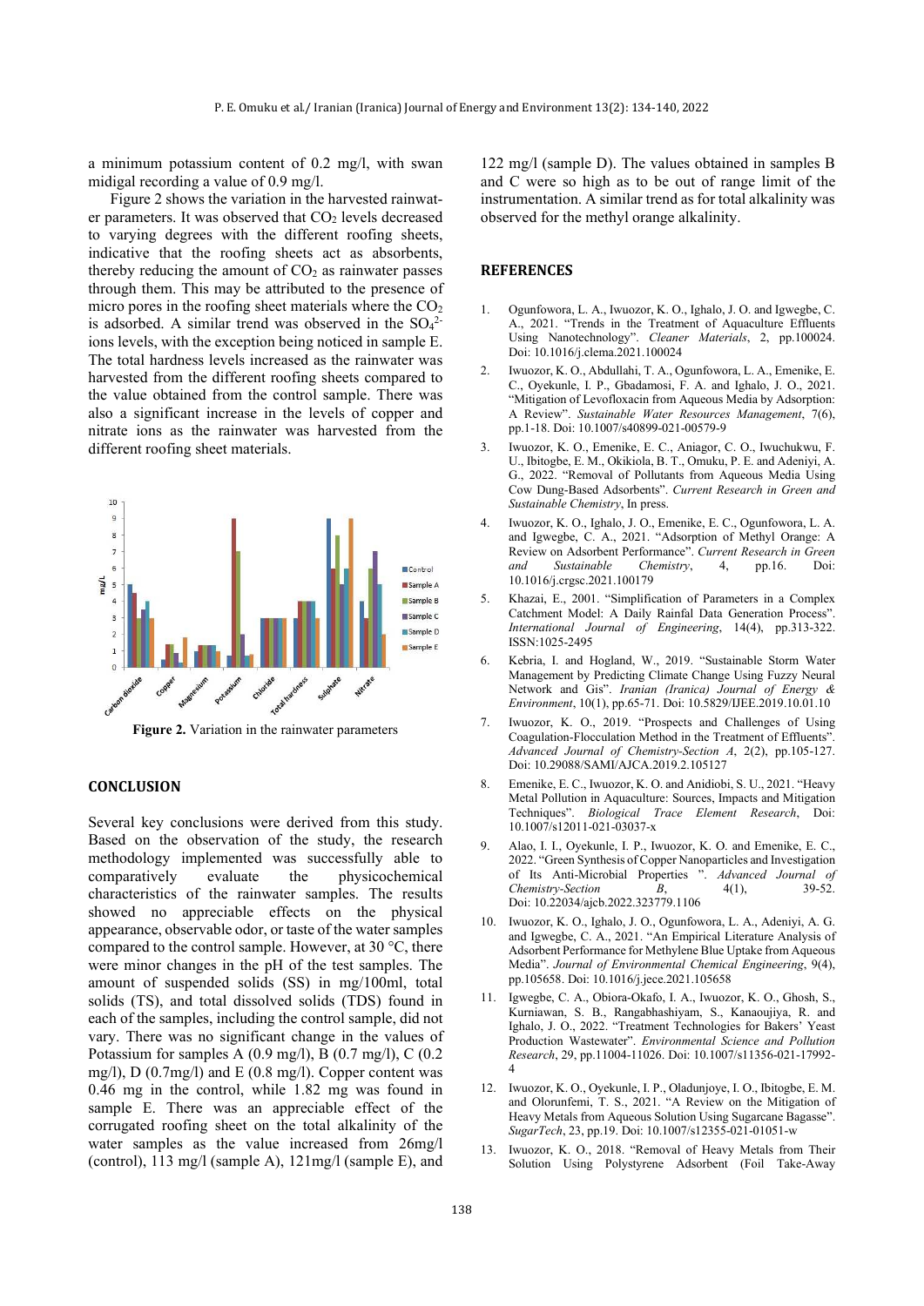a minimum potassium content of 0.2 mg/l, with swan midigal recording a value of 0.9 mg/l.

Figure 2 shows the variation in the harvested rainwater parameters. It was observed that $CO_2$ levels decreased to varying degrees with the different roofing sheets, indicative that the roofing sheets act as absorbents, thereby reducing the amount of $CO_2$ as rainwater passes through them. This may be attributed to the presence of micro pores in the roofing sheet materials where the $CO_2$ is adsorbed. A similar trend was observed in the $SO_4^{2-}$ ions levels, with the exception being noticed in sample E. The total hardness levels increased as the rainwater was harvested from the different roofing sheets compared to the value obtained from the control sample. There was also a significant increase in the levels of copper and nitrate ions as the rainwater was harvested from the different roofing sheet materials.

**Figure 2.** Variation in the rainwater parameters

## CONCLUSION

Several key conclusions were derived from this study. Based on the observation of the study, the research methodology implemented was successfully able to comparatively evaluate the physicochemical characteristics of the rainwater samples. The results showed no appreciable effects on the physical appearance, observable odor, or taste of the water samples compared to the control sample. However, at 30 °C, there were minor changes in the pH of the test samples. The amount of suspended solids (SS) in mg/100ml, total solids (TS), and total dissolved solids (TDS) found in each of the samples, including the control sample, did not vary. There was no significant change in the values of Potassium for samples A (0.9 mg/l), B (0.7 mg/l), C (0.2 mg/l), D (0.7mg/l) and E (0.8 mg/l). Copper content was 0.46 mg in the control, while 1.82 mg was found in sample E. There was an appreciable effect of the corrugated roofing sheet on the total alkalinity of the water samples as the value increased from 26mg/l (control), 113 mg/l (sample A), 121mg/l (sample E), and 122 mg/l (sample D). The values obtained in samples B and C were so high as to be out of range limit of the instrumentation. A similar trend as for total alkalinity was observed for the methyl orange alkalinity.

## REFERENCES

1. Ogunfowora, L. A., Iwuozor, K. O., Ighalo, J. O. and Igwegbe, C. A., 2021. "Trends in the Treatment of Aquaculture Effluents Using Nanotechnology". *Cleaner Materials*, 2, pp.100024. Doi: 10.1016/j.clema.2021.100024
2. Iwuozor, K. O., Abdullahi, T. A., Ogunfowora, L. A., Emenike, E. C., Oyekunle, I. P., Gbadamosi, F. A. and Ighalo, J. O., 2021. "Mitigation of Levofloxacin from Aqueous Media by Adsorption: A Review". *Sustainable Water Resources Management*, 7(6), pp.1-18. Doi: 10.1007/s40899-021-00579-9
3. Iwuozor, K. O., Emenike, E. C., Aniagor, C. O., Iwuchukwu, F. U., Ibitogbe, E. M., Okikiola, B. T., Omuku, P. E. and Adeniyi, A. G., 2022. "Removal of Pollutants from Aqueous Media Using Cow Dung-Based Adsorbents". *Current Research in Green and Sustainable Chemistry*, In press.
4. Iwuozor, K. O., Ighalo, J. O., Emenike, E. C., Ogunfowora, L. A. and Igwegbe, C. A., 2021. "Adsorption of Methyl Orange: A Review on Adsorbent Performance". *Current Research in Green and Sustainable Chemistry*, 4, pp.16. Doi: 10.1016/j.crgsc.2021.100179
5. Khazai, E., 2001. "Simplification of Parameters in a Complex Catchment Model: A Daily Rainfal Data Generation Process". *International Journal of Engineering*, 14(4), pp.313-322. ISSN:1025-2495
6. Kebria, I. and Hogland, W., 2019. "Sustainable Storm Water Management by Predicting Climate Change Using Fuzzy Neural Network and Gis". *Iranian (Iranica) Journal of Energy & Environment*, 10(1), pp.65-71. Doi: 10.5829/IJEE.2019.10.01.10
7. Iwuozor, K. O., 2019. "Prospects and Challenges of Using Coagulation-Flocculation Method in the Treatment of Effluents". *Advanced Journal of Chemistry-Section A*, 2(2), pp.105-127. Doi: 10.29088/SAMI/AJCA.2019.2.105127
8. Emenike, E. C., Iwuozor, K. O. and Anidiobi, S. U., 2021. "Heavy Metal Pollution in Aquaculture: Sources, Impacts and Mitigation Techniques". *Biological Trace Element Research*, Doi: 10.1007/s12011-021-03037-x
9. Alao, I. I., Oyekunle, I. P., Iwuozor, K. O. and Emenike, E. C., 2022. "Green Synthesis of Copper Nanoparticles and Investigation of Its Anti-Microbial Properties ". *Advanced Journal of Chemistry-Section B*, 4(1), 39-52. Doi: 10.22034/ajcb.2022.323779.1106
10. Iwuozor, K. O., Ighalo, J. O., Ogunfowora, L. A., Adeniyi, A. G. and Igwegbe, C. A., 2021. "An Empirical Literature Analysis of Adsorbent Performance for Methylene Blue Uptake from Aqueous Media". *Journal of Environmental Chemical Engineering*, 9(4), pp.105658. Doi: 10.1016/j.jece.2021.105658
11. Igwegbe, C. A., Obiora-Okafo, I. A., Iwuozor, K. O., Ghosh, S., Kurniawan, S. B., Rangabhashiyam, S., Kanaoujiya, R. and Ighalo, J. O., 2022. "Treatment Technologies for Bakers' Yeast Production Wastewater". *Environmental Science and Pollution Research*, 29, pp.11004-11026. Doi: 10.1007/s11356-021-17992-4
12. Iwuozor, K. O., Oyekunle, I. P., Oladunjoye, I. O., Ibitogbe, E. M. and Olorunfemi, T. S., 2021. "A Review on the Mitigation of Heavy Metals from Aqueous Solution Using Sugarcane Bagasse". *SugarTech*, 23, pp.19. Doi: 10.1007/s12355-021-01051-w
13. Iwuozor, K. O., 2018. "Removal of Heavy Metals from Their Solution Using Polystyrene Adsorbent (Foil Take-Away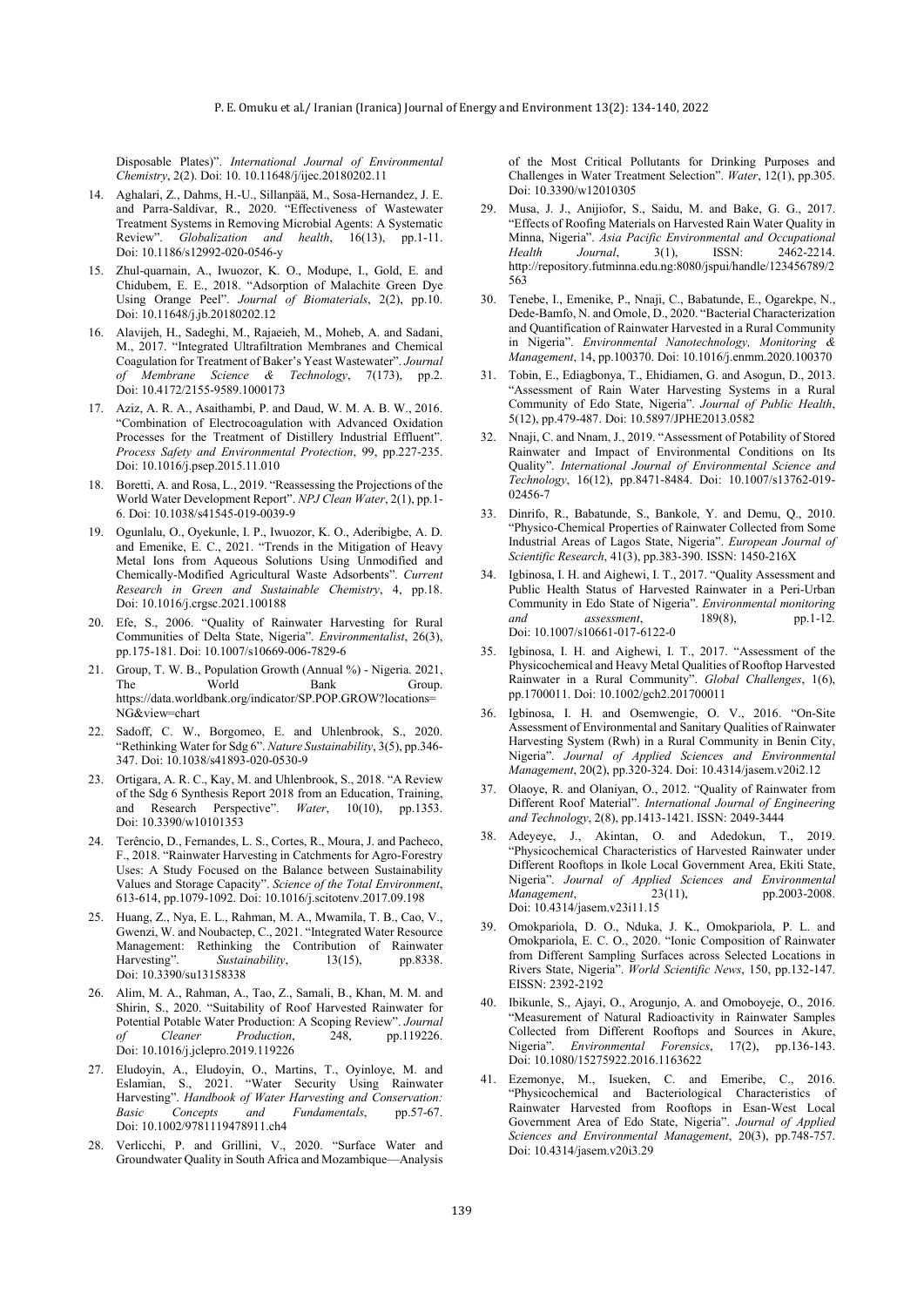Disposable Plates)". *International Journal of Environmental Chemistry*, 2(2). Doi: 10. 10.11648/j/ijec.20180202.11

14. Aghalari, Z., Dahms, H.-U., Sillanpää, M., Sosa-Hernandez, J. E. and Parra-Saldívar, R., 2020. "Effectiveness of Wastewater Treatment Systems in Removing Microbial Agents: A Systematic Review". *Globalization and health*, 16(13), pp.1-11. Doi: 10.1186/s12992-020-0546-y
15. Zhul-quarnain, A., Iwuozor, K. O., Modupe, I., Gold, E. and Chidubem, E. E., 2018. "Adsorption of Malachite Green Dye Using Orange Peel". *Journal of Biomaterials*, 2(2), pp.10. Doi: 10.11648/j.jb.20180202.12
16. Alavijeh, H., Sadeghi, M., Rajaeieh, M., Moheb, A. and Sadani, M., 2017. "Integrated Ultrafiltration Membranes and Chemical Coagulation for Treatment of Baker's Yeast Wastewater". *Journal of Membrane Science & Technology*, 7(173), pp.2. Doi: 10.4172/2155-9589.1000173
17. Aziz, A. R. A., Asaithambi, P. and Daud, W. M. A. B. W., 2016. "Combination of Electrocoagulation with Advanced Oxidation Processes for the Treatment of Distillery Industrial Effluent". *Process Safety and Environmental Protection*, 99, pp.227-235. Doi: 10.1016/j.psep.2015.11.010
18. Boretti, A. and Rosa, L., 2019. "Reassessing the Projections of the World Water Development Report". *NPJ Clean Water*, 2(1), pp.1-6. Doi: 10.1038/s41545-019-0039-9
19. Ogunlalu, O., Oyekunle, I. P., Iwuozor, K. O., Aderibigbe, A. D. and Emenike, E. C., 2021. "Trends in the Mitigation of Heavy Metal Ions from Aqueous Solutions Using Unmodified and Chemically-Modified Agricultural Waste Adsorbents". *Current Research in Green and Sustainable Chemistry*, 4, pp.18. Doi: 10.1016/j.crgsc.2021.100188
20. Efe, S., 2006. "Quality of Rainwater Harvesting for Rural Communities of Delta State, Nigeria". *Environmentalist*, 26(3), pp.175-181. Doi: 10.1007/s10669-006-7829-6
21. Group, T. W. B., Population Growth (Annual %) - Nigeria. 2021, The World Bank Group. https://data.worldbank.org/indicator/SP.POP.GROW?locations=NG&view=chart
22. Sadoff, C. W., Borgomeo, E. and Uhlenbrook, S., 2020. "Rethinking Water for Sdg 6". *Nature Sustainability*, 3(5), pp.346-347. Doi: 10.1038/s41893-020-0530-9
23. Ortigara, A. R. C., Kay, M. and Uhlenbrook, S., 2018. "A Review of the Sdg 6 Synthesis Report 2018 from an Education, Training, and Research Perspective". *Water*, 10(10), pp.1353. Doi: 10.3390/w10101353
24. Terêncio, D., Fernandes, L. S., Cortes, R., Moura, J. and Pacheco, F., 2018. "Rainwater Harvesting in Catchments for Agro-Forestry Uses: A Study Focused on the Balance between Sustainability Values and Storage Capacity". *Science of the Total Environment*, 613-614, pp.1079-1092. Doi: 10.1016/j.scitotenv.2017.09.198
25. Huang, Z., Nya, E. L., Rahman, M. A., Mwamila, T. B., Cao, V., Gwenzi, W. and Noubactep, C., 2021. "Integrated Water Resource Management: Rethinking the Contribution of Rainwater Harvesting". *Sustainability*, 13(15), pp.8338. Doi: 10.3390/su13158338
26. Alim, M. A., Rahman, A., Tao, Z., Samali, B., Khan, M. M. and Shirin, S., 2020. "Suitability of Roof Harvested Rainwater for Potential Potable Water Production: A Scoping Review". *Journal of Cleaner Production*, 248, pp.119226. Doi: 10.1016/j.jclepro.2019.119226
27. Eludoyin, A., Eludoyin, O., Martins, T., Oyinloye, M. and Eslamian, S., 2021. "Water Security Using Rainwater Harvesting". *Handbook of Water Harvesting and Conservation: Basic Concepts and Fundamentals*, pp.57-67. Doi: 10.1002/9781119478911.ch4
28. Verlicchi, P. and Grillini, V., 2020. "Surface Water and Groundwater Quality in South Africa and Mozambique—Analysis of the Most Critical Pollutants for Drinking Purposes and Challenges in Water Treatment Selection". *Water*, 12(1), pp.305. Doi: 10.3390/w12010305
29. Musa, J. J., Anijiofor, S., Saidu, M. and Bake, G. G., 2017. "Effects of Roofing Materials on Harvested Rain Water Quality in Minna, Nigeria". *Asia Pacific Environmental and Occupational Health Journal*, 3(1), ISSN: 2462-2214. http://repository.futminna.edu.ng:8080/jspui/handle/123456789/2563
30. Tenebe, I., Emenike, P., Nnaji, C., Babatunde, E., Ogarekpe, N., Dede-Bamfo, N. and Omole, D., 2020. "Bacterial Characterization and Quantification of Rainwater Harvested in a Rural Community in Nigeria". *Environmental Nanotechnology, Monitoring & Management*, 14, pp.100370. Doi: 10.1016/j.enmm.2020.100370
31. Tobin, E., Ediagbonya, T., Ehidiamen, G. and Asogun, D., 2013. "Assessment of Rain Water Harvesting Systems in a Rural Community of Edo State, Nigeria". *Journal of Public Health*, 5(12), pp.479-487. Doi: 10.5897/JPHE2013.0582
32. Nnaji, C. and Nnam, J., 2019. "Assessment of Potability of Stored Rainwater and Impact of Environmental Conditions on Its Quality". *International Journal of Environmental Science and Technology*, 16(12), pp.8471-8484. Doi: 10.1007/s13762-019-02456-7
33. Dinrifo, R., Babatunde, S., Bankole, Y. and Demu, Q., 2010. "Physico-Chemical Properties of Rainwater Collected from Some Industrial Areas of Lagos State, Nigeria". *European Journal of Scientific Research*, 41(3), pp.383-390. ISSN: 1450-216X
34. Igbinosa, I. H. and Aighewi, I. T., 2017. "Quality Assessment and Public Health Status of Harvested Rainwater in a Peri-Urban Community in Edo State of Nigeria". *Environmental monitoring and assessment*, 189(8), pp.1-12. Doi: 10.1007/s10661-017-6122-0
35. Igbinosa, I. H. and Aighewi, I. T., 2017. "Assessment of the Physicochemical and Heavy Metal Qualities of Rooftop Harvested Rainwater in a Rural Community". *Global Challenges*, 1(6), pp.1700011. Doi: 10.1002/gch2.201700011
36. Igbinosa, I. H. and Osemwengie, O. V., 2016. "On-Site Assessment of Environmental and Sanitary Qualities of Rainwater Harvesting System (Rwh) in a Rural Community in Benin City, Nigeria". *Journal of Applied Sciences and Environmental Management*, 20(2), pp.320-324. Doi: 10.4314/jasem.v20i2.12
37. Olaoye, R. and Olaniyan, O., 2012. "Quality of Rainwater from Different Roof Material". *International Journal of Engineering and Technology*, 2(8), pp.1413-1421. ISSN: 2049-3444
38. Adeyeye, J., Akintan, O. and Adedokun, T., 2019. "Physicochemical Characteristics of Harvested Rainwater under Different Rooftops in Ikole Local Government Area, Ekiti State, Nigeria". *Journal of Applied Sciences and Environmental Management*, 23(11), pp.2003-2008. Doi: 10.4314/jasem.v23i11.15
39. Omokpariola, D. O., Nduka, J. K., Omokpariola, P. L. and Omokpariola, E. C. O., 2020. "Ionic Composition of Rainwater from Different Sampling Surfaces across Selected Locations in Rivers State, Nigeria". *World Scientific News*, 150, pp.132-147. EISSN: 2392-2192
40. Ibikunle, S., Ajayi, O., Arogunjo, A. and Omoboyeje, O., 2016. "Measurement of Natural Radioactivity in Rainwater Samples Collected from Different Rooftops and Sources in Akure, Nigeria". *Environmental Forensics*, 17(2), pp.136-143. Doi: 10.1080/15275922.2016.1163622
41. Ezemonye, M., Isueken, C. and Emeribe, C., 2016. "Physicochemical and Bacteriological Characteristics of Rainwater Harvested from Rooftops in Esan-West Local Government Area of Edo State, Nigeria". *Journal of Applied Sciences and Environmental Management*, 20(3), pp.748-757. Doi: 10.4314/jasem.v20i3.29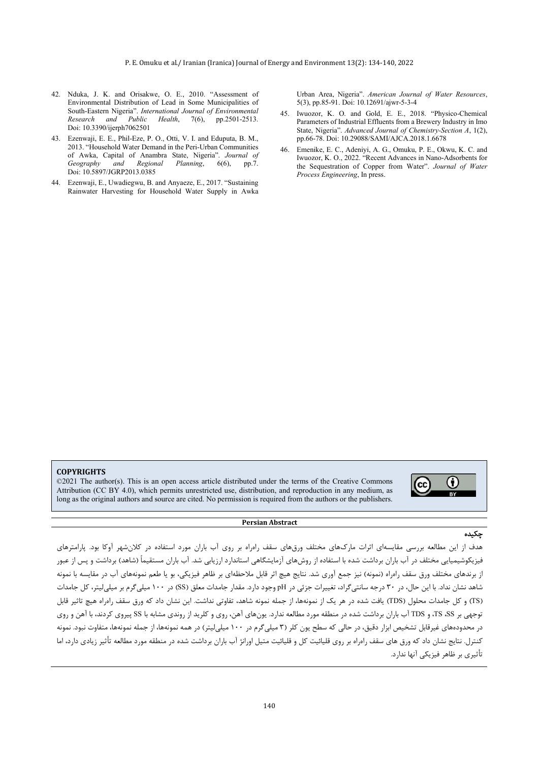42. Nduka, J. K. and Orisakwe, O. E., 2010. "Assessment of Environmental Distribution of Lead in Some Municipalities of South-Eastern Nigeria". *International Journal of Environmental Research and Public Health*, 7(6), pp.2501-2513. Doi: 10.3390/ijerph7062501

43. Ezenwaji, E. E., Phil-Eze, P. O., Otti, V. I. and Eduputa, B. M., 2013. "Household Water Demand in the Peri-Urban Communities of Awka, Capital of Anambra State, Nigeria". *Journal of Geography and Regional Planning*, 6(6), pp.7. Doi: 10.5897/JGRP2013.0385

44. Ezenwaji, E., Uwadiegwu, B. and Anyaeze, E., 2017. "Sustaining Rainwater Harvesting for Household Water Supply in Awka Urban Area, Nigeria". *American Journal of Water Resources*, 5(3), pp.85-91. Doi: 10.12691/ajwr-5-3-4

45. Iwuozor, K. O. and Gold, E. E., 2018. "Physico-Chemical Parameters of Industrial Effluents from a Brewery Industry in Imo State, Nigeria". *Advanced Journal of Chemistry-Section A*, 1(2), pp.66-78. Doi: 10.29088/SAMI/AJCA.2018.1.6678

46. Emenike, E. C., Adeniyi, A. G., Omuku, P. E., Okwu, K. C. and Iwuozor, K. O., 2022. "Recent Advances in Nano-Adsorbents for the Sequestration of Copper from Water". *Journal of Water Process Engineering*, In press.

**COPYRIGHTS**

©2021 The author(s). This is an open access article distributed under the terms of the Creative Commons Attribution (CC BY 4.0), which permits unrestricted use, distribution, and reproduction in any medium, as long as the original authors and source are cited. No permission is required from the authors or the publishers.

## Persian Abstract

**چکیده**

هدف از این مطالعه بررسی مقایسه‌ای اثرات مارک‌های مختلف ورق‌های سقف راه‌راه بر روی آب باران مورد استفاده در کلان‌شهر آوکا بود. پارامترهای فیزیکوشیمیایی مختلف در آب باران برداشت شده با استفاده از روش‌های آزمایشگاهی استاندارد ارزیابی شد. آب باران مستقیماً (شاهد) برداشت و پس از عبور از برندهای مختلف ورق سقف راه‌راه (نمونه) نیز جمع آوری شد. نتایج هیچ اثر قابل ملاحظه‌ای بر ظاهر فیزیکی، بو یا طعم نمونه‌های آب در مقایسه با نمونه شاهد نشان نداد. با این حال، در ۳۰ درجه سانتی‌گراد، تغییرات جزئی در pH وجود دارد. مقدار جامدات معلق (SS) در ۱۰۰ میلی‌گرم بر میلی‌لیتر، کل جامدات (TS) و کل جامدات محلول (TDS) یافت شده در هر یک از نمونه‌ها، از جمله نمونه شاهد، تفاوتی نداشت. این نشان داد که ورق سقف راه‌راه هیچ تاثیر قابل توجهی بر SS، TS، و TDS آب باران برداشت شده در منطقه مورد مطالعه ندارد. یون‌های آهن، روی و کلرید از روندی مشابه با SS پیروی کردند، با آهن و روی در محدوده‌های غیرقابل تشخیص ابزار دقیق، در حالی که سطح یون کلر (۳ میلی‌گرم در ۱۰۰ میلی‌لیتر) در همه نمونه‌ها، از جمله نمونه‌ها، متفاوت نبود. نمونه کنترل. نتایج نشان داد که ورق های سقف راه‌راه بر روی قلیائیت کل و قلیائیت متیل اورانژ آب باران برداشت شده در منطقه مورد مطالعه تأثیر زیادی دارد، اما تأثیری بر ظاهر فیزیکی آنها ندارد.